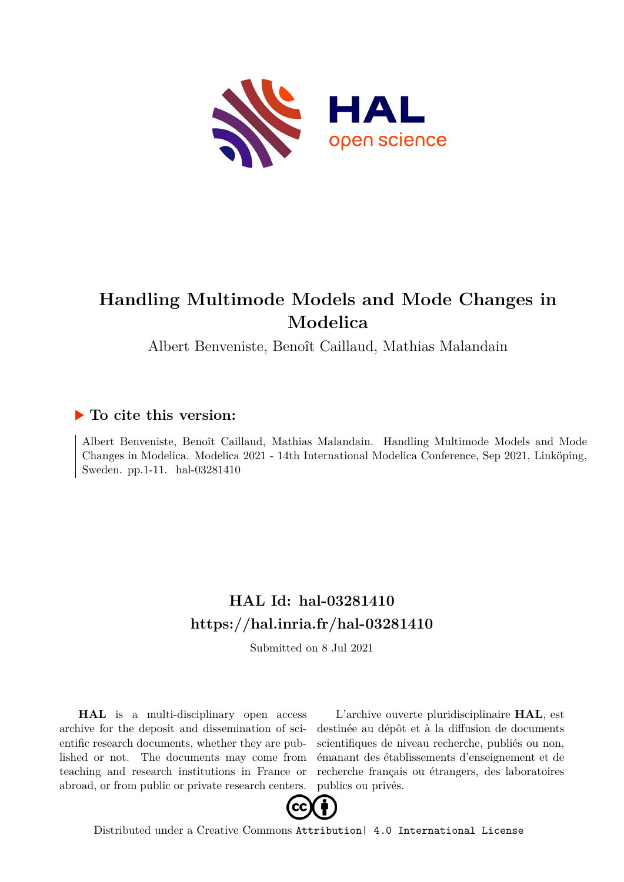# Handling Multimode Models and Mode Changes in Modelica

Albert Benveniste, Benoît Caillaud, Mathias Malandain

## ▶ To cite this version:

Albert Benveniste, Benoît Caillaud, Mathias Malandain. Handling Multimode Models and Mode Changes in Modelica. Modelica 2021 - 14th International Modelica Conference, Sep 2021, Linköping, Sweden. pp.1-11. hal-03281410

## HAL Id: hal-03281410

## https://hal.inria.fr/hal-03281410

Submitted on 8 Jul 2021

**HAL** is a multi-disciplinary open access archive for the deposit and dissemination of scientific research documents, whether they are published or not. The documents may come from teaching and research institutions in France or abroad, or from public or private research centers.

L'archive ouverte pluridisciplinaire **HAL**, est destinée au dépôt et à la diffusion de documents scientifiques de niveau recherche, publiés ou non, émanant des établissements d'enseignement et de recherche français ou étrangers, des laboratoires publics ou privés.

Distributed under a Creative Commons Attribution| 4.0 International License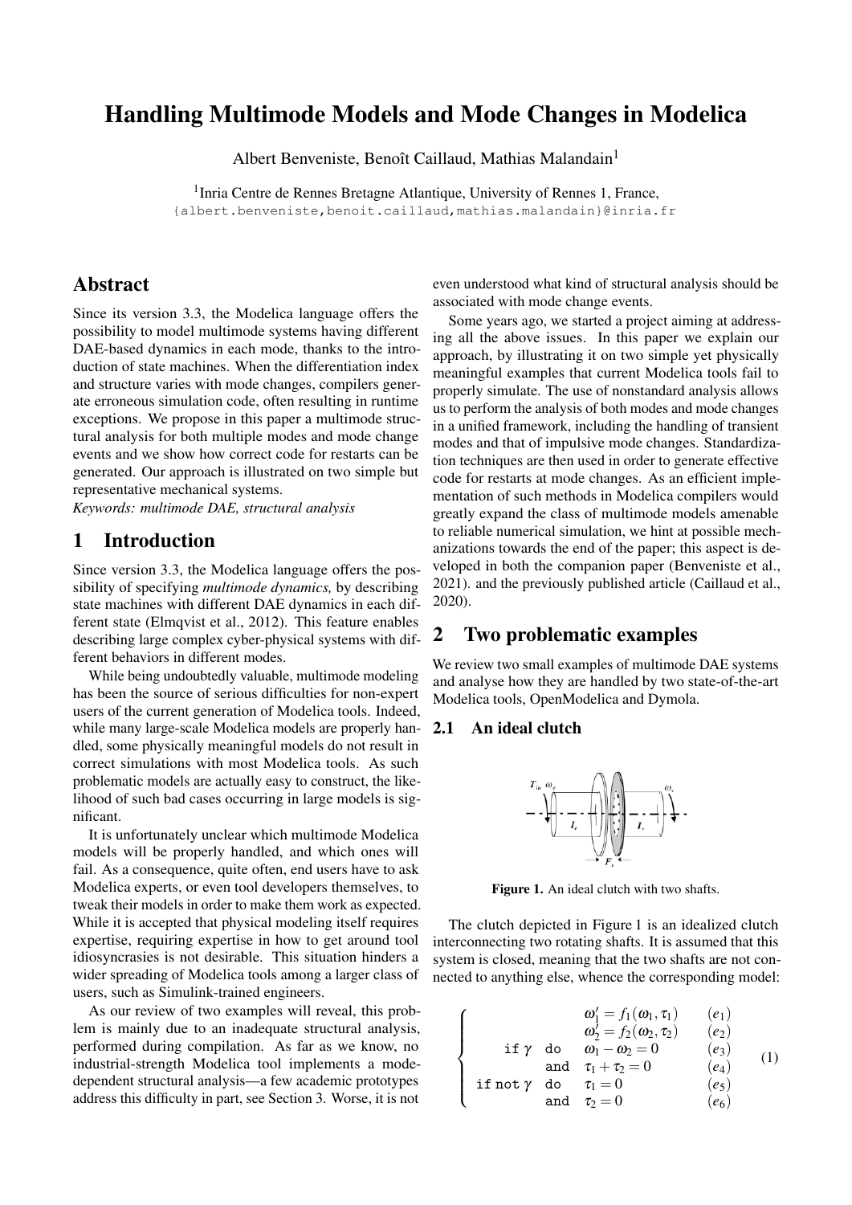# Handling Multimode Models and Mode Changes in Modelica

Albert Benveniste, Benoît Caillaud, Mathias Malandain[1]

[1]Inria Centre de Rennes Bretagne Atlantique, University of Rennes 1, France,
{albert.benveniste,benoit.caillaud,mathias.malandain}@inria.fr

## Abstract

Since its version 3.3, the Modelica language offers the possibility to model multimode systems having different DAE-based dynamics in each mode, thanks to the introduction of state machines. When the differentiation index and structure varies with mode changes, compilers generate erroneous simulation code, often resulting in runtime exceptions. We propose in this paper a multimode structural analysis for both multiple modes and mode change events and we show how correct code for restarts can be generated. Our approach is illustrated on two simple but representative mechanical systems.

*Keywords: multimode DAE, structural analysis*

## 1 Introduction

Since version 3.3, the Modelica language offers the possibility of specifying *multimode dynamics,* by describing state machines with different DAE dynamics in each different state (Elmqvist et al., 2012). This feature enables describing large complex cyber-physical systems with different behaviors in different modes.

While being undoubtedly valuable, multimode modeling has been the source of serious difficulties for non-expert users of the current generation of Modelica tools. Indeed, while many large-scale Modelica models are properly handled, some physically meaningful models do not result in correct simulations with most Modelica tools. As such problematic models are actually easy to construct, the likelihood of such bad cases occurring in large models is significant.

It is unfortunately unclear which multimode Modelica models will be properly handled, and which ones will fail. As a consequence, quite often, end users have to ask Modelica experts, or even tool developers themselves, to tweak their models in order to make them work as expected. While it is accepted that physical modeling itself requires expertise, requiring expertise in how to get around tool idiosyncrasies is not desirable. This situation hinders a wider spreading of Modelica tools among a larger class of users, such as Simulink-trained engineers.

As our review of two examples will reveal, this problem is mainly due to an inadequate structural analysis, performed during compilation. As far as we know, no industrial-strength Modelica tool implements a mode-dependent structural analysis—a few academic prototypes address this difficulty in part, see Section 3. Worse, it is not even understood what kind of structural analysis should be associated with mode change events.

Some years ago, we started a project aiming at addressing all the above issues. In this paper we explain our approach, by illustrating it on two simple yet physically meaningful examples that current Modelica tools fail to properly simulate. The use of nonstandard analysis allows us to perform the analysis of both modes and mode changes in a unified framework, including the handling of transient modes and that of impulsive mode changes. Standardization techniques are then used in order to generate effective code for restarts at mode changes. As an efficient implementation of such methods in Modelica compilers would greatly expand the class of multimode models amenable to reliable numerical simulation, we hint at possible mechanizations towards the end of the paper; this aspect is developed in both the companion paper (Benveniste et al., 2021). and the previously published article (Caillaud et al., 2020).

## 2 Two problematic examples

We review two small examples of multimode DAE systems and analyse how they are handled by two state-of-the-art Modelica tools, OpenModelica and Dymola.

### 2.1 An ideal clutch

Figure 1. An ideal clutch with two shafts.

The clutch depicted in Figure 1 is an idealized clutch interconnecting two rotating shafts. It is assumed that this system is closed, meaning that the two shafts are not connected to anything else, whence the corresponding model:

$$
\left\{
\begin{array}{lll}
 & \omega_1' = f_1(\omega_1, \tau_1) & (e_1) \\
 & \omega_2' = f_2(\omega_2, \tau_2) & (e_2) \\
\texttt{if } \gamma \texttt{ do} & \omega_1 - \omega_2 = 0 & (e_3) \\
\texttt{and} & \tau_1 + \tau_2 = 0 & (e_4) \\
\texttt{if not } \gamma \texttt{ do} & \tau_1 = 0 & (e_5) \\
\texttt{and} & \tau_2 = 0 & (e_6)
\end{array}
\right.
\qquad (1)
$$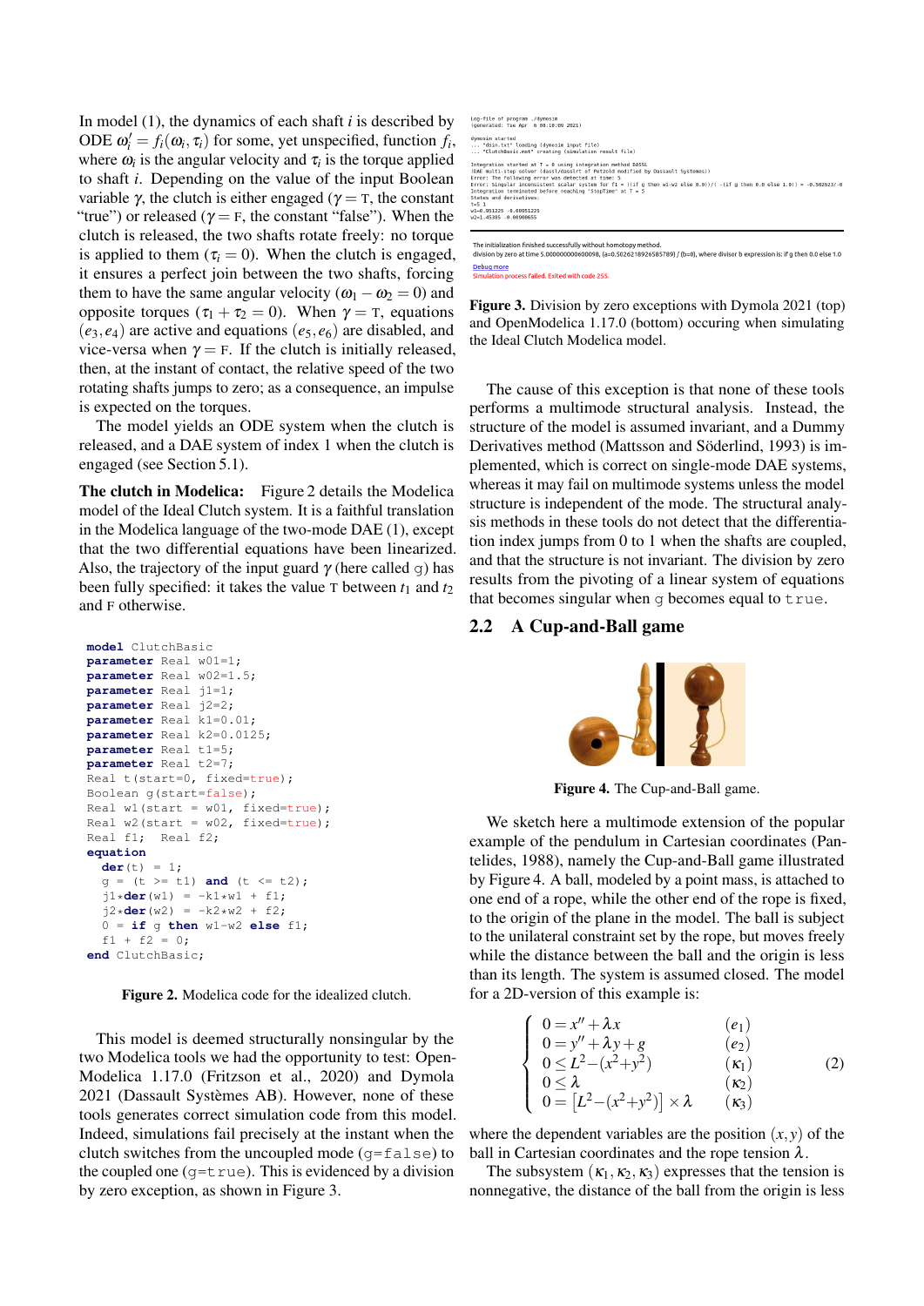In model (1), the dynamics of each shaft $i$ is described by ODE $\omega_i' = f_i(\omega_i, \tau_i)$ for some, yet unspecified, function $f_i$, where $\omega_i$ is the angular velocity and $\tau_i$ is the torque applied to shaft $i$. Depending on the value of the input Boolean variable $\gamma$, the clutch is either engaged ($\gamma = \mathrm{T}$, the constant "true") or released ($\gamma = \mathrm{F}$, the constant "false"). When the clutch is released, the two shafts rotate freely: no torque is applied to them ($\tau_i = 0$). When the clutch is engaged, it ensures a perfect join between the two shafts, forcing them to have the same angular velocity ($\omega_1 - \omega_2 = 0$) and opposite torques ($\tau_1 + \tau_2 = 0$). When $\gamma = \mathrm{T}$, equations $(e_3, e_4)$ are active and equations $(e_5, e_6)$ are disabled, and vice-versa when $\gamma = \mathrm{F}$. If the clutch is initially released, then, at the instant of contact, the relative speed of the two rotating shafts jumps to zero; as a consequence, an impulse is expected on the torques.

The model yields an ODE system when the clutch is released, and a DAE system of index 1 when the clutch is engaged (see Section 5.1).

**The clutch in Modelica:** Figure 2 details the Modelica model of the Ideal Clutch system. It is a faithful translation in the Modelica language of the two-mode DAE (1), except that the two differential equations have been linearized. Also, the trajectory of the input guard $\gamma$ (here called `g`) has been fully specified: it takes the value $\mathrm{T}$ between $t_1$ and $t_2$ and $\mathrm{F}$ otherwise.

```
model ClutchBasic
parameter Real w01=1;
parameter Real w02=1.5;
parameter Real j1=1;
parameter Real j2=2;
parameter Real k1=0.01;
parameter Real k2=0.0125;
parameter Real t1=5;
parameter Real t2=7;
Real t(start=0, fixed=true);
Boolean g(start=false);
Real w1(start = w01, fixed=true);
Real w2(start = w02, fixed=true);
Real f1;  Real f2;
equation
  der(t) = 1;
  g = (t >= t1) and (t <= t2);
  j1*der(w1) = -k1*w1 + f1;
  j2*der(w2) = -k2*w2 + f2;
  0 = if g then w1-w2 else f1;
  f1 + f2 = 0;
end ClutchBasic;
```

**Figure 2.** Modelica code for the idealized clutch.

This model is deemed structurally nonsingular by the two Modelica tools we had the opportunity to test: OpenModelica 1.17.0 (Fritzson et al., 2020) and Dymola 2021 (Dassault Systèmes AB). However, none of these tools generates correct simulation code from this model. Indeed, simulations fail precisely at the instant when the clutch switches from the uncoupled mode (`g=false`) to the coupled one (`g=true`). This is evidenced by a division by zero exception, as shown in Figure 3.

```
Log-file of program ./dymosim
(generated: Tue Apr  6 08:10:09 2021)

dymosim started
... "dsin.txt" loading (dymosim input file)
... "ClutchBasic.mat" creating (simulation result file)

Integration started at T = 0 using integration method DASSL
(DAE multi-step solver (dassl/dasslrt of Petzold modified by Dassault Systemes))
Error: The following error was detected at time: 5
Error: Singular inconsistent scalar system for f1 = ((if g then w1-w2 else 0.0))/( -(if g then 0.0 else 1.0)) = -0.502623/-0
Integration terminated before reaching "StopTime" at T = 5
States and derivatives:
t=5 1
w1=0.951225 -0.00951225
w2=1.45305 -0.00908655
```

```
The initialization finished successfully without homotopy method.
division by zero at time 5.000000000000098, (a=0.5026218926585789) / (b=0), where divisor b expression is: if g then 0.0 else 1.0
Debug more
Simulation process failed. Exited with code 255.
```

**Figure 3.** Division by zero exceptions with Dymola 2021 (top) and OpenModelica 1.17.0 (bottom) occuring when simulating the Ideal Clutch Modelica model.

The cause of this exception is that none of these tools performs a multimode structural analysis. Instead, the structure of the model is assumed invariant, and a Dummy Derivatives method (Mattsson and Söderlind, 1993) is implemented, which is correct on single-mode DAE systems, whereas it may fail on multimode systems unless the model structure is independent of the mode. The structural analysis methods in these tools do not detect that the differentiation index jumps from 0 to 1 when the shafts are coupled, and that the structure is not invariant. The division by zero results from the pivoting of a linear system of equations that becomes singular when `g` becomes equal to `true`.

## 2.2 A Cup-and-Ball game

**Figure 4.** The Cup-and-Ball game.

We sketch here a multimode extension of the popular example of the pendulum in Cartesian coordinates (Pantelides, 1988), namely the Cup-and-Ball game illustrated by Figure 4. A ball, modeled by a point mass, is attached to one end of a rope, while the other end of the rope is fixed, to the origin of the plane in the model. The ball is subject to the unilateral constraint set by the rope, but moves freely while the distance between the ball and the origin is less than its length. The system is assumed closed. The model for a 2D-version of this example is:

$$
\left\{
\begin{array}{ll}
0 = x'' + \lambda x & (e_1) \\
0 = y'' + \lambda y + g & (e_2) \\
0 \leq L^2 - (x^2 + y^2) & (\kappa_1) \\
0 \leq \lambda & (\kappa_2) \\
0 = \left[L^2 - (x^2 + y^2)\right] \times \lambda & (\kappa_3)
\end{array}
\right.
\qquad (2)
$$

where the dependent variables are the position $(x, y)$ of the ball in Cartesian coordinates and the rope tension $\lambda$.

The subsystem $(\kappa_1, \kappa_2, \kappa_3)$ expresses that the tension is nonnegative, the distance of the ball from the origin is less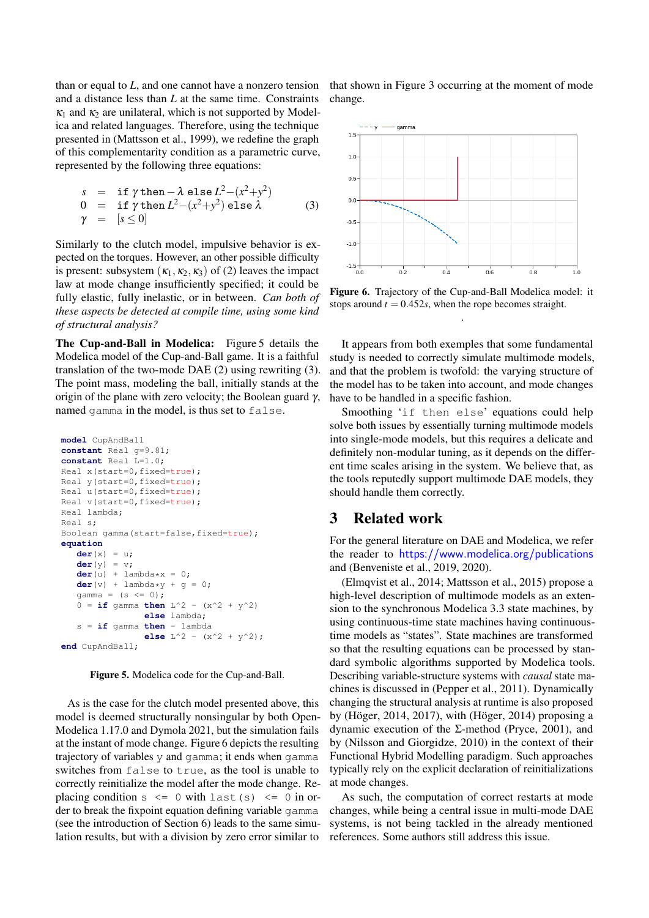than or equal to $L$, and one cannot have a nonzero tension and a distance less than $L$ at the same time. Constraints $\kappa_1$ and $\kappa_2$ are unilateral, which is not supported by Modelica and related languages. Therefore, using the technique presented in (Mattsson et al., 1999), we redefine the graph of this complementarity condition as a parametric curve, represented by the following three equations:

$$
\begin{aligned}
s &= \texttt{if}\ \gamma\ \texttt{then} -\lambda\ \texttt{else}\ L^2-(x^2+y^2) \\
0 &= \texttt{if}\ \gamma\ \texttt{then}\ L^2-(x^2+y^2)\ \texttt{else}\ \lambda \\
\gamma &= [s \leq 0]
\end{aligned}
\tag{3}
$$

Similarly to the clutch model, impulsive behavior is expected on the torques. However, an other possible difficulty is present: subsystem $(\kappa_1, \kappa_2, \kappa_3)$ of (2) leaves the impact law at mode change insufficiently specified; it could be fully elastic, fully inelastic, or in between. *Can both of these aspects be detected at compile time, using some kind of structural analysis?*

**The Cup-and-Ball in Modelica:** Figure 5 details the Modelica model of the Cup-and-Ball game. It is a faithful translation of the two-mode DAE (2) using rewriting (3). The point mass, modeling the ball, initially stands at the origin of the plane with zero velocity; the Boolean guard $\gamma$, named `gamma` in the model, is thus set to `false`.

```
model CupAndBall
constant Real g=9.81;
constant Real L=1.0;
Real x(start=0,fixed=true);
Real y(start=0,fixed=true);
Real u(start=0,fixed=true);
Real v(start=0,fixed=true);
Real lambda;
Real s;
Boolean gamma(start=false,fixed=true);
equation
   der(x) = u;
   der(y) = v;
   der(u) + lambda*x = 0;
   der(v) + lambda*y + g = 0;
   gamma = (s <= 0);
   0 = if gamma then L^2 - (x^2 + y^2)
                else lambda;
   s = if gamma then - lambda
                else L^2 - (x^2 + y^2);
end CupAndBall;
```

**Figure 5.** Modelica code for the Cup-and-Ball.

As is the case for the clutch model presented above, this model is deemed structurally nonsingular by both OpenModelica 1.17.0 and Dymola 2021, but the simulation fails at the instant of mode change. Figure 6 depicts the resulting trajectory of variables `y` and `gamma`; it ends when `gamma` switches from `false` to `true`, as the tool is unable to correctly reinitialize the model after the mode change. Replacing condition `s <= 0` with `last(s) <= 0` in order to break the fixpoint equation defining variable `gamma` (see the introduction of Section 6) leads to the same simulation results, but with a division by zero error similar to that shown in Figure 3 occurring at the moment of mode change.

**Figure 6.** Trajectory of the Cup-and-Ball Modelica model: it stops around $t = 0.452s$, when the rope becomes straight.

It appears from both exemples that some fundamental study is needed to correctly simulate multimode models, and that the problem is twofold: the varying structure of the model has to be taken into account, and mode changes have to be handled in a specific fashion.

Smoothing ‘`if then else`’ equations could help solve both issues by essentially turning multimode models into single-mode models, but this requires a delicate and definitely non-modular tuning, as it depends on the different time scales arising in the system. We believe that, as the tools reputedly support multimode DAE models, they should handle them correctly.

## 3 Related work

For the general literature on DAE and Modelica, we refer the reader to https://www.modelica.org/publications and (Benveniste et al., 2019, 2020).

(Elmqvist et al., 2014; Mattsson et al., 2015) propose a high-level description of multimode models as an extension to the synchronous Modelica 3.3 state machines, by using continuous-time state machines having continuous-time models as "states". State machines are transformed so that the resulting equations can be processed by standard symbolic algorithms supported by Modelica tools. Describing variable-structure systems with *causal* state machines is discussed in (Pepper et al., 2011). Dynamically changing the structural analysis at runtime is also proposed by (Höger, 2014, 2017), with (Höger, 2014) proposing a dynamic execution of the Σ-method (Pryce, 2001), and by (Nilsson and Giorgidze, 2010) in the context of their Functional Hybrid Modelling paradigm. Such approaches typically rely on the explicit declaration of reinitializations at mode changes.

As such, the computation of correct restarts at mode changes, while being a central issue in multi-mode DAE systems, is not being tackled in the already mentioned references. Some authors still address this issue.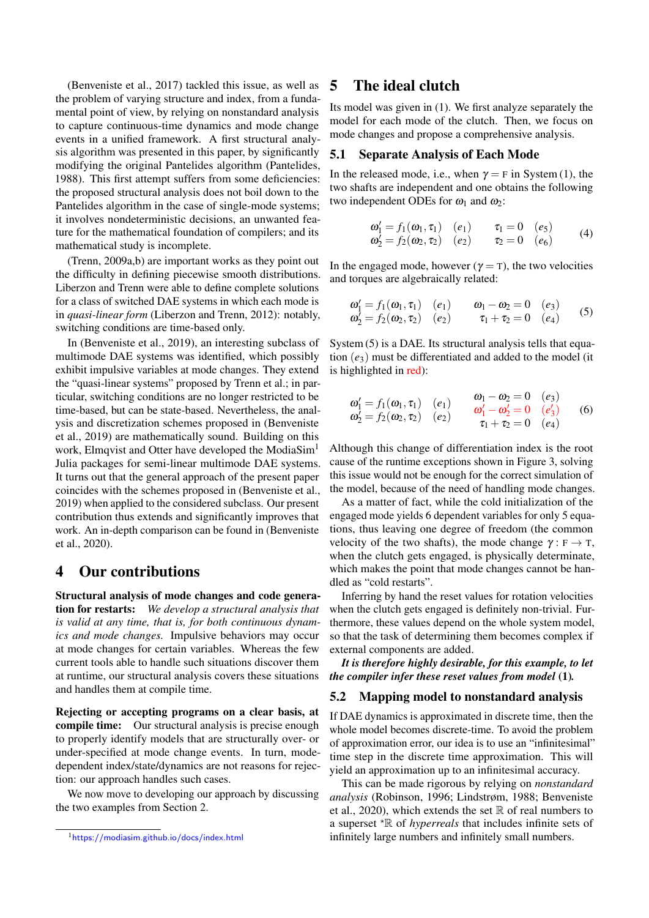(Benveniste et al., 2017) tackled this issue, as well as the problem of varying structure and index, from a fundamental point of view, by relying on nonstandard analysis to capture continuous-time dynamics and mode change events in a unified framework. A first structural analysis algorithm was presented in this paper, by significantly modifying the original Pantelides algorithm (Pantelides, 1988). This first attempt suffers from some deficiencies: the proposed structural analysis does not boil down to the Pantelides algorithm in the case of single-mode systems; it involves nondeterministic decisions, an unwanted feature for the mathematical foundation of compilers; and its mathematical study is incomplete.

(Trenn, 2009a,b) are important works as they point out the difficulty in defining piecewise smooth distributions. Liberzon and Trenn were able to define complete solutions for a class of switched DAE systems in which each mode is in *quasi-linear form* (Liberzon and Trenn, 2012): notably, switching conditions are time-based only.

In (Benveniste et al., 2019), an interesting subclass of multimode DAE systems was identified, which possibly exhibit impulsive variables at mode changes. They extend the "quasi-linear systems" proposed by Trenn et al.; in particular, switching conditions are no longer restricted to be time-based, but can be state-based. Nevertheless, the analysis and discretization schemes proposed in (Benveniste et al., 2019) are mathematically sound. Building on this work, Elmqvist and Otter have developed the ModiaSim[1] Julia packages for semi-linear multimode DAE systems. It turns out that the general approach of the present paper coincides with the schemes proposed in (Benveniste et al., 2019) when applied to the considered subclass. Our present contribution thus extends and significantly improves that work. An in-depth comparison can be found in (Benveniste et al., 2020).

# 4 Our contributions

**Structural analysis of mode changes and code generation for restarts:** *We develop a structural analysis that is valid at any time, that is, for both continuous dynamics and mode changes.* Impulsive behaviors may occur at mode changes for certain variables. Whereas the few current tools able to handle such situations discover them at runtime, our structural analysis covers these situations and handles them at compile time.

**Rejecting or accepting programs on a clear basis, at compile time:** Our structural analysis is precise enough to properly identify models that are structurally over- or under-specified at mode change events. In turn, mode-dependent index/state/dynamics are not reasons for rejection: our approach handles such cases.

We now move to developing our approach by discussing the two examples from Section 2.

[1] https://modiasim.github.io/docs/index.html

# 5 The ideal clutch

Its model was given in (1). We first analyze separately the model for each mode of the clutch. Then, we focus on mode changes and propose a comprehensive analysis.

## 5.1 Separate Analysis of Each Mode

In the released mode, i.e., when $\gamma = \text{F}$ in System (1), the two shafts are independent and one obtains the following two independent ODEs for $\omega_1$ and $\omega_2$:

$$\begin{array}{llll} \omega_1' = f_1(\omega_1, \tau_1) & (e_1) & \tau_1 = 0 & (e_5) \\ \omega_2' = f_2(\omega_2, \tau_2) & (e_2) & \tau_2 = 0 & (e_6) \end{array} \qquad (4)$$

In the engaged mode, however ($\gamma = \text{T}$), the two velocities and torques are algebraically related:

$$\begin{array}{llll} \omega_1' = f_1(\omega_1, \tau_1) & (e_1) & \omega_1 - \omega_2 = 0 & (e_3) \\ \omega_2' = f_2(\omega_2, \tau_2) & (e_2) & \tau_1 + \tau_2 = 0 & (e_4) \end{array} \qquad (5)$$

System (5) is a DAE. Its structural analysis tells that equation $(e_3)$ must be differentiated and added to the model (it is highlighted in red):

$$\begin{array}{llll} \omega_1' = f_1(\omega_1, \tau_1) & (e_1) & \omega_1 - \omega_2 = 0 & (e_3) \\ \omega_2' = f_2(\omega_2, \tau_2) & (e_2) & \omega_1' - \omega_2' = 0 & (e_3') \\ & & \tau_1 + \tau_2 = 0 & (e_4) \end{array} \qquad (6)$$

Although this change of differentiation index is the root cause of the runtime exceptions shown in Figure 3, solving this issue would not be enough for the correct simulation of the model, because of the need of handling mode changes.

As a matter of fact, while the cold initialization of the engaged mode yields 6 dependent variables for only 5 equations, thus leaving one degree of freedom (the common velocity of the two shafts), the mode change $\gamma : \text{F} \rightarrow \text{T}$, when the clutch gets engaged, is physically determinate, which makes the point that mode changes cannot be handled as "cold restarts".

Inferring by hand the reset values for rotation velocities when the clutch gets engaged is definitely non-trivial. Furthermore, these values depend on the whole system model, so that the task of determining them becomes complex if external components are added.

***It is therefore highly desirable, for this example, to let the compiler infer these reset values from model* (1).**

## 5.2 Mapping model to nonstandard analysis

If DAE dynamics is approximated in discrete time, then the whole model becomes discrete-time. To avoid the problem of approximation error, our idea is to use an "infinitesimal" time step in the discrete time approximation. This will yield an approximation up to an infinitesimal accuracy.

This can be made rigorous by relying on *nonstandard analysis* (Robinson, 1996; Lindstrøm, 1988; Benveniste et al., 2020), which extends the set $\mathbb{R}$ of real numbers to a superset $^\star\mathbb{R}$ of *hyperreals* that includes infinite sets of infinitely large numbers and infinitely small numbers.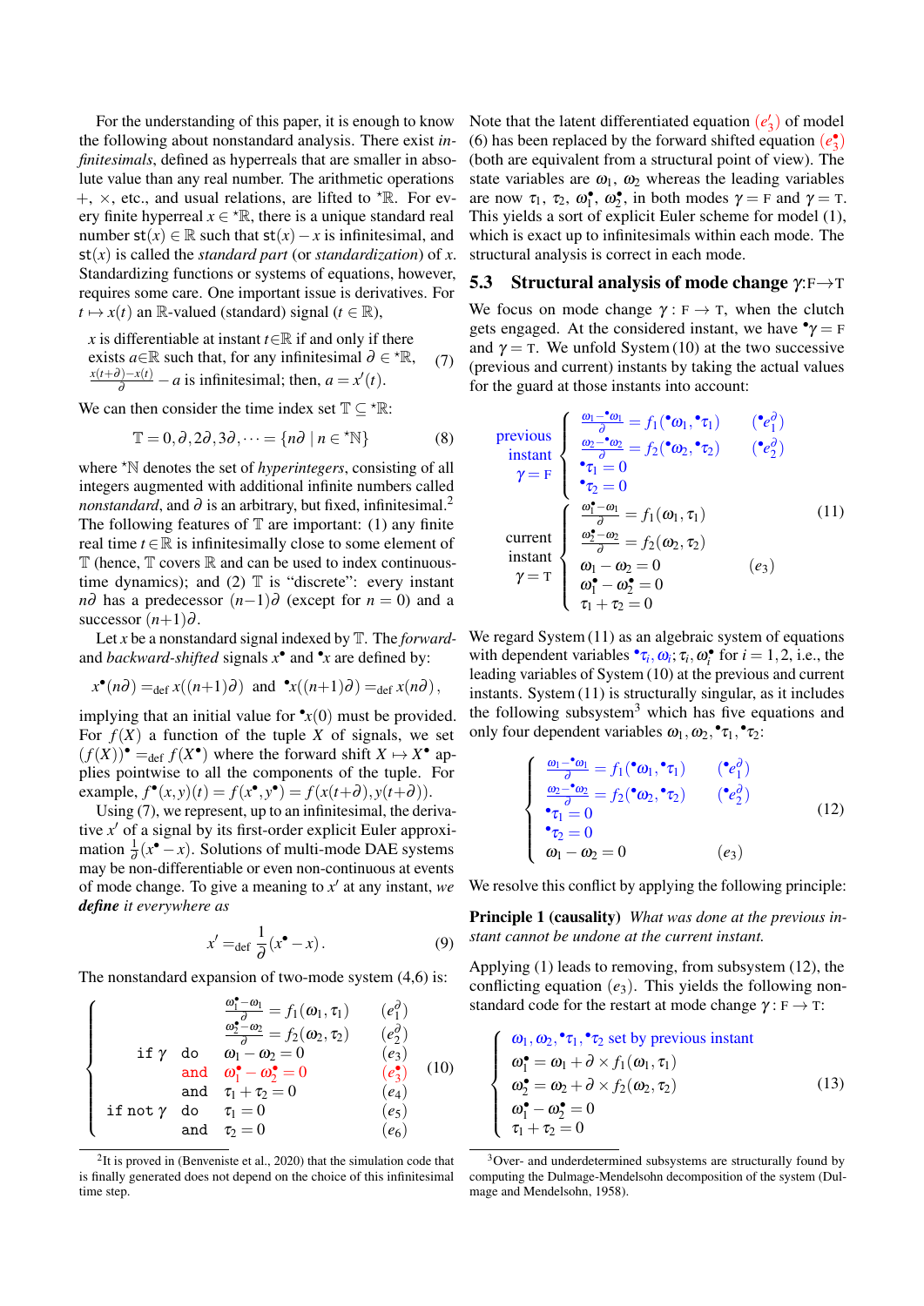For the understanding of this paper, it is enough to know the following about nonstandard analysis. There exist *infinitesimals*, defined as hyperreals that are smaller in absolute value than any real number. The arithmetic operations $+$, $\times$, etc., and usual relations, are lifted to ${}^\star\mathbb{R}$. For every finite hyperreal $x \in {}^\star\mathbb{R}$, there is a unique standard real number $\mathsf{st}(x) \in \mathbb{R}$ such that $\mathsf{st}(x) - x$ is infinitesimal, and $\mathsf{st}(x)$ is called the *standard part* (or *standardization*) of $x$. Standardizing functions or systems of equations, however, requires some care. One important issue is derivatives. For $t \mapsto x(t)$ an $\mathbb{R}$-valued (standard) signal ($t \in \mathbb{R}$),

$$\begin{array}{l} x \text{ is differentiable at instant } t{\in}\mathbb{R} \text{ if and only if there} \\ \text{exists } a{\in}\mathbb{R} \text{ such that, for any infinitesimal } \partial \in {}^\star\mathbb{R}, \\ \frac{x(t+\partial)-x(t)}{\partial} - a \text{ is infinitesimal; then, } a = x'(t). \end{array} \tag{7}$$

We can then consider the time index set $\mathbb{T} \subseteq {}^\star\mathbb{R}$:

$$\mathbb{T} = 0, \partial, 2\partial, 3\partial, \cdots = \{n\partial \mid n \in {}^\star\mathbb{N}\} \tag{8}$$

where ${}^\star\mathbb{N}$ denotes the set of *hyperintegers*, consisting of all integers augmented with additional infinite numbers called *nonstandard*, and $\partial$ is an arbitrary, but fixed, infinitesimal.[2] The following features of $\mathbb{T}$ are important: (1) any finite real time $t \in \mathbb{R}$ is infinitesimally close to some element of $\mathbb{T}$ (hence, $\mathbb{T}$ covers $\mathbb{R}$ and can be used to index continuous-time dynamics); and (2) $\mathbb{T}$ is "discrete": every instant $n\partial$ has a predecessor $(n-1)\partial$ (except for $n = 0$) and a successor $(n+1)\partial$.

Let $x$ be a nonstandard signal indexed by $\mathbb{T}$. The *forward-* and *backward-shifted* signals $x^\bullet$ and ${}^\bullet x$ are defined by:

$$x^\bullet(n\partial) =_{\text{def}} x((n+1)\partial) \quad \text{and} \quad {}^\bullet x((n+1)\partial) =_{\text{def}} x(n\partial),$$

implying that an initial value for ${}^\bullet x(0)$ must be provided. For $f(X)$ a function of the tuple $X$ of signals, we set $(f(X))^\bullet =_{\text{def}} f(X^\bullet)$ where the forward shift $X \mapsto X^\bullet$ applies pointwise to all the components of the tuple. For example, $f^\bullet(x,y)(t) = f(x^\bullet, y^\bullet) = f(x(t+\partial), y(t+\partial))$.

Using (7), we represent, up to an infinitesimal, the derivative $x'$ of a signal by its first-order explicit Euler approximation $\frac{1}{\partial}(x^\bullet - x)$. Solutions of multi-mode DAE systems may be non-differentiable or even non-continuous at events of mode change. To give a meaning to $x'$ at any instant, *we **define** it everywhere as*

$$x' =_{\text{def}} \frac{1}{\partial}(x^\bullet - x). \tag{9}$$

The nonstandard expansion of two-mode system (4,6) is:

$$\left\{\begin{array}{lllr}
 & & \frac{\omega_1^\bullet - \omega_1}{\partial} = f_1(\omega_1, \tau_1) & (e_1^\partial) \\
 & & \frac{\omega_2^\bullet - \omega_2}{\partial} = f_2(\omega_2, \tau_2) & (e_2^\partial) \\
\texttt{if } \gamma & \texttt{do} & \omega_1 - \omega_2 = 0 & (e_3) \\
 & \texttt{and} & \omega_1^\bullet - \omega_2^\bullet = 0 & (e_3^\bullet) \\
 & \texttt{and} & \tau_1 + \tau_2 = 0 & (e_4) \\
\texttt{if not } \gamma & \texttt{do} & \tau_1 = 0 & (e_5) \\
 & \texttt{and} & \tau_2 = 0 & (e_6)
\end{array}\right. \tag{10}$$

Note that the latent differentiated equation $(e_3')$ of model (6) has been replaced by the forward shifted equation $(e_3^\bullet)$ (both are equivalent from a structural point of view). The state variables are $\omega_1$, $\omega_2$ whereas the leading variables are now $\tau_1$, $\tau_2$, $\omega_1^\bullet$, $\omega_2^\bullet$, in both modes $\gamma = \text{F}$ and $\gamma = \text{T}$. This yields a sort of explicit Euler scheme for model (1), which is exact up to infinitesimals within each mode. The structural analysis is correct in each mode.

## 5.3 Structural analysis of mode change $\gamma$:F→T

We focus on mode change $\gamma : \text{F} \to \text{T}$, when the clutch gets engaged. At the considered instant, we have ${}^\bullet\gamma = \text{F}$ and $\gamma = \text{T}$. We unfold System (10) at the two successive (previous and current) instants by taking the actual values for the guard at those instants into account:

$$\begin{array}{ll}
\begin{array}{c}\text{previous}\\ \text{instant}\\ \gamma = \text{F}\end{array} & \left\{\begin{array}{lr}
\frac{\omega_1 - {}^\bullet\omega_1}{\partial} = f_1({}^\bullet\omega_1, {}^\bullet\tau_1) & ({}^\bullet e_1^\partial) \\
\frac{\omega_2 - {}^\bullet\omega_2}{\partial} = f_2({}^\bullet\omega_2, {}^\bullet\tau_2) & ({}^\bullet e_2^\partial) \\
{}^\bullet\tau_1 = 0 & \\
{}^\bullet\tau_2 = 0 &
\end{array}\right. \\
\begin{array}{c}\text{current}\\ \text{instant}\\ \gamma = \text{T}\end{array} & \left\{\begin{array}{lr}
\frac{\omega_1^\bullet - \omega_1}{\partial} = f_1(\omega_1, \tau_1) & \\
\frac{\omega_2^\bullet - \omega_2}{\partial} = f_2(\omega_2, \tau_2) & \\
\omega_1 - \omega_2 = 0 & (e_3) \\
\omega_1^\bullet - \omega_2^\bullet = 0 & \\
\tau_1 + \tau_2 = 0 &
\end{array}\right.
\end{array} \tag{11}$$

We regard System (11) as an algebraic system of equations with dependent variables ${}^\bullet\tau_i, \omega_i; \tau_i, \omega_i^\bullet$ for $i = 1, 2$, i.e., the leading variables of System (10) at the previous and current instants. System (11) is structurally singular, as it includes the following subsystem[3] which has five equations and only four dependent variables $\omega_1, \omega_2, {}^\bullet\tau_1, {}^\bullet\tau_2$:

$$\left\{\begin{array}{lr}
\frac{\omega_1 - {}^\bullet\omega_1}{\partial} = f_1({}^\bullet\omega_1, {}^\bullet\tau_1) & ({}^\bullet e_1^\partial) \\
\frac{\omega_2 - {}^\bullet\omega_2}{\partial} = f_2({}^\bullet\omega_2, {}^\bullet\tau_2) & ({}^\bullet e_2^\partial) \\
{}^\bullet\tau_1 = 0 & \\
{}^\bullet\tau_2 = 0 & \\
\omega_1 - \omega_2 = 0 & (e_3)
\end{array}\right. \tag{12}$$

We resolve this conflict by applying the following principle:

**Principle 1 (causality)** *What was done at the previous instant cannot be undone at the current instant.*

Applying (1) leads to removing, from subsystem (12), the conflicting equation $(e_3)$. This yields the following nonstandard code for the restart at mode change $\gamma : \text{F} \to \text{T}$:

$$\left\{\begin{array}{l}
\omega_1, \omega_2, {}^\bullet\tau_1, {}^\bullet\tau_2 \text{ set by previous instant} \\
\omega_1^\bullet = \omega_1 + \partial \times f_1(\omega_1, \tau_1) \\
\omega_2^\bullet = \omega_2 + \partial \times f_2(\omega_2, \tau_2) \\
\omega_1^\bullet - \omega_2^\bullet = 0 \\
\tau_1 + \tau_2 = 0
\end{array}\right. \tag{13}$$

[2] It is proved in (Benveniste et al., 2020) that the simulation code that is finally generated does not depend on the choice of this infinitesimal time step.

[3] Over- and underdetermined subsystems are structurally found by computing the Dulmage-Mendelsohn decomposition of the system (Dulmage and Mendelsohn, 1958).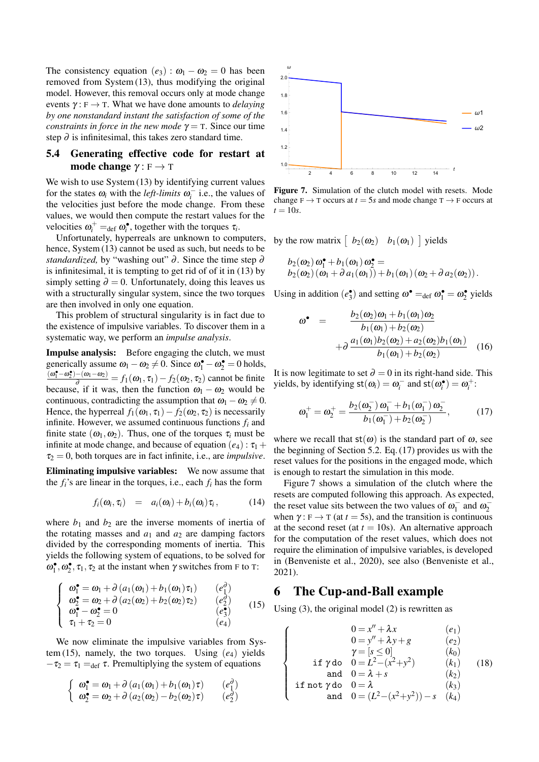The consistency equation $(e_3) : \omega_1 - \omega_2 = 0$ has been removed from System (13), thus modifying the original model. However, this removal occurs only at mode change events $\gamma : \mathtt{F} \to \mathtt{T}$. What we have done amounts to *delaying by one nonstandard instant the satisfaction of some of the constraints in force in the new mode* $\gamma = \mathtt{T}$. Since our time step $\partial$ is infinitesimal, this takes zero standard time.

### 5.4 Generating effective code for restart at mode change $\gamma : \mathtt{F} \to \mathtt{T}$

We wish to use System (13) by identifying current values for the states $\omega_i$ with the *left-limits* $\omega_i^-$ i.e., the values of the velocities just before the mode change. From these values, we would then compute the restart values for the velocities $\omega_i^+ =_{\text{def}} \omega_i^\bullet$, together with the torques $\tau_i$.

Unfortunately, hyperreals are unknown to computers, hence, System (13) cannot be used as such, but needs to be *standardized,* by "washing out" $\partial$. Since the time step $\partial$ is infinitesimal, it is tempting to get rid of of it in (13) by simply setting $\partial = 0$. Unfortunately, doing this leaves us with a structurally singular system, since the two torques are then involved in only one equation.

This problem of structural singularity is in fact due to the existence of impulsive variables. To discover them in a systematic way, we perform an *impulse analysis*.

**Impulse analysis:** Before engaging the clutch, we must generically assume $\omega_1 - \omega_2 \neq 0$. Since $\omega_1^\bullet - \omega_2^\bullet = 0$ holds, $\frac{(\omega_1^\bullet - \omega_2^\bullet) - (\omega_1 - \omega_2)}{\partial} = f_1(\omega_1, \tau_1) - f_2(\omega_2, \tau_2)$ cannot be finite because, if it was, then the function $\omega_1 - \omega_2$ would be continuous, contradicting the assumption that $\omega_1 - \omega_2 \neq 0$. Hence, the hyperreal $f_1(\omega_1, \tau_1) - f_2(\omega_2, \tau_2)$ is necessarily infinite. However, we assumed continuous functions $f_i$ and finite state $(\omega_1, \omega_2)$. Thus, one of the torques $\tau_i$ must be infinite at mode change, and because of equation $(e_4) : \tau_1 + \tau_2 = 0$, both torques are in fact infinite, i.e., are *impulsive*.

**Eliminating impulsive variables:** We now assume that the $f_i$'s are linear in the torques, i.e., each $f_i$ has the form

$$f_i(\omega_i, \tau_i) \quad = \quad a_i(\omega_i) + b_i(\omega_i)\tau_i\,, \tag{14}$$

where $b_1$ and $b_2$ are the inverse moments of inertia of the rotating masses and $a_1$ and $a_2$ are damping factors divided by the corresponding moments of inertia. This yields the following system of equations, to be solved for $\omega_1^\bullet, \omega_2^\bullet, \tau_1, \tau_2$ at the instant when $\gamma$ switches from $\mathtt{F}$ to $\mathtt{T}$:

$$\left\{ \begin{array}{ll} \omega_1^\bullet = \omega_1 + \partial\,(a_1(\omega_1) + b_1(\omega_1)\tau_1) & (e_1^\partial) \\ \omega_2^\bullet = \omega_2 + \partial\,(a_2(\omega_2) + b_2(\omega_2)\tau_2) & (e_2^\partial) \\ \omega_1^\bullet - \omega_2^\bullet = 0 & (e_3^\bullet) \\ \tau_1 + \tau_2 = 0 & (e_4) \end{array} \right. \tag{15}$$

We now eliminate the impulsive variables from System (15), namely, the two torques. Using $(e_4)$ yields $-\tau_2 = \tau_1 =_{\text{def}} \tau$. Premultiplying the system of equations

$$\left\{ \begin{array}{ll} \omega_1^\bullet = \omega_1 + \partial\,(a_1(\omega_1) + b_1(\omega_1)\tau) & (e_1^\partial) \\ \omega_2^\bullet = \omega_2 + \partial\,(a_2(\omega_2) - b_2(\omega_2)\tau) & (e_2^\partial) \end{array} \right.$$

by the row matrix $\left[\ b_2(\omega_2) \quad b_1(\omega_1)\ \right]$ yields

$$b_2(\omega_2)\,\omega_1^\bullet + b_1(\omega_1)\,\omega_2^\bullet = b_2(\omega_2)\,(\omega_1 + \partial\,a_1(\omega_1)) + b_1(\omega_1)\,(\omega_2 + \partial\,a_2(\omega_2))\,.$$

Using in addition $(e_3^\bullet)$ and setting $\omega^\bullet =_{\text{def}} \omega_1^\bullet = \omega_2^\bullet$ yields

$$\begin{aligned} \omega^\bullet \quad = \quad & \frac{b_2(\omega_2)\omega_1 + b_1(\omega_1)\omega_2}{b_1(\omega_1) + b_2(\omega_2)} \\ & + \partial\,\frac{a_1(\omega_1)b_2(\omega_2) + a_2(\omega_2)b_1(\omega_1)}{b_1(\omega_1) + b_2(\omega_2)} \end{aligned} \tag{16}$$

It is now legitimate to set $\partial = 0$ in its right-hand side. This yields, by identifying $\mathsf{st}(\omega_i) = \omega_i^-$ and $\mathsf{st}(\omega_i^\bullet) = \omega_i^+$:

$$\omega_1^+ = \omega_2^+ = \frac{b_2(\omega_2^-)\,\omega_1^- + b_1(\omega_1^-)\,\omega_2^-}{b_1(\omega_1^-) + b_2(\omega_2^-)}, \tag{17}$$

where we recall that $\mathsf{st}(\omega)$ is the standard part of $\omega$, see the beginning of Section 5.2. Eq. (17) provides us with the reset values for the positions in the engaged mode, which is enough to restart the simulation in this mode.

Figure 7 shows a simulation of the clutch where the resets are computed following this approach. As expected, the reset value sits between the two values of $\omega_1^-$ and $\omega_2^-$ when $\gamma : \mathtt{F} \to \mathtt{T}$ (at $t = 5$s), and the transition is continuous at the second reset (at $t = 10$s). An alternative approach for the computation of the reset values, which does not require the elimination of impulsive variables, is developed in (Benveniste et al., 2020), see also (Benveniste et al., 2021).

**Figure 7.** Simulation of the clutch model with resets. Mode change $\mathtt{F} \to \mathtt{T}$ occurs at $t = 5s$ and mode change $\mathtt{T} \to \mathtt{F}$ occurs at $t = 10s$.

## 6 The Cup-and-Ball example

Using (3), the original model (2) is rewritten as

$$\left\{ \begin{array}{rll} & 0 = x'' + \lambda x & (e_1) \\ & 0 = y'' + \lambda y + g & (e_2) \\ & \gamma = [s \leq 0] & (k_0) \\ \texttt{if } \gamma \texttt{ do} & 0 = L^2 - (x^2 + y^2) & (k_1) \\ \texttt{and} & 0 = \lambda + s & (k_2) \\ \texttt{if not } \gamma \texttt{ do} & 0 = \lambda & (k_3) \\ \texttt{and} & 0 = (L^2 - (x^2 + y^2)) - s & (k_4) \end{array} \right. \tag{18}$$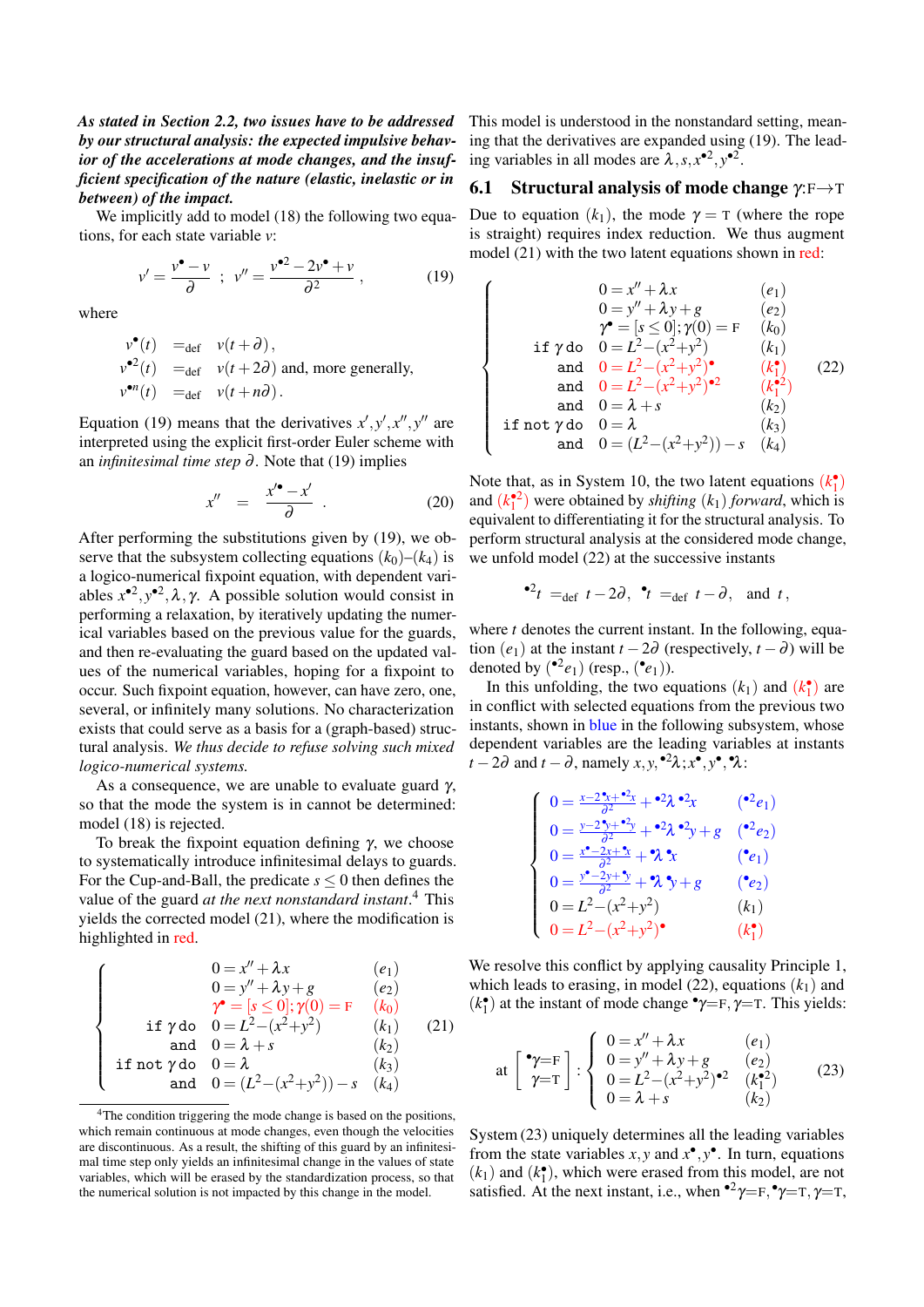*As stated in Section 2.2, two issues have to be addressed by our structural analysis: the expected impulsive behavior of the accelerations at mode changes, and the insufficient specification of the nature (elastic, inelastic or in between) of the impact.*

We implicitly add to model (18) the following two equations, for each state variable $v$:

$$v' = \frac{v^{\bullet} - v}{\partial} \;\; ; \;\; v'' = \frac{v^{\bullet 2} - 2v^{\bullet} + v}{\partial^2}\,, \tag{19}$$

where

$$\begin{array}{lll} v^{\bullet}(t) & =_{\text{def}} & v(t+\partial)\,, \\ v^{\bullet 2}(t) & =_{\text{def}} & v(t+2\partial) \text{ and, more generally,} \\ v^{\bullet n}(t) & =_{\text{def}} & v(t+n\partial)\,. \end{array}$$

Equation (19) means that the derivatives $x', y', x'', y''$ are interpreted using the explicit first-order Euler scheme with an *infinitesimal time step* $\partial$. Note that (19) implies

$$x'' \;\; = \;\; \frac{x'^{\bullet} - x'}{\partial}\;. \tag{20}$$

After performing the substitutions given by (19), we observe that the subsystem collecting equations $(k_0)$–$(k_4)$ is a logico-numerical fixpoint equation, with dependent variables $x^{\bullet 2}, y^{\bullet 2}, \lambda, \gamma$. A possible solution would consist in performing a relaxation, by iteratively updating the numerical variables based on the previous value for the guards, and then re-evaluating the guard based on the updated values of the numerical variables, hoping for a fixpoint to occur. Such fixpoint equation, however, can have zero, one, several, or infinitely many solutions. No characterization exists that could serve as a basis for a (graph-based) structural analysis. *We thus decide to refuse solving such mixed logico-numerical systems.*

As a consequence, we are unable to evaluate guard $\gamma$, so that the mode the system is in cannot be determined: model (18) is rejected.

To break the fixpoint equation defining $\gamma$, we choose to systematically introduce infinitesimal delays to guards. For the Cup-and-Ball, the predicate $s \leq 0$ then defines the value of the guard *at the next nonstandard instant*.[4] This yields the corrected model (21), where the modification is highlighted in red.

$$\left\{\begin{array}{rll} & 0 = x'' + \lambda x & (e_1) \\ & 0 = y'' + \lambda y + g & (e_2) \\ & \gamma^{\bullet} = [s \leq 0]; \gamma(0) = \text{F} & (k_0) \\ \texttt{if } \gamma \texttt{ do} & 0 = L^2 - (x^2 + y^2) & (k_1) \\ \texttt{and} & 0 = \lambda + s & (k_2) \\ \texttt{if not } \gamma \texttt{ do} & 0 = \lambda & (k_3) \\ \texttt{and} & 0 = (L^2 - (x^2 + y^2)) - s & (k_4) \end{array}\right. \tag{21}$$

[4] The condition triggering the mode change is based on the positions, which remain continuous at mode changes, even though the velocities are discontinuous. As a result, the shifting of this guard by an infinitesimal time step only yields an infinitesimal change in the values of state variables, which will be erased by the standardization process, so that the numerical solution is not impacted by this change in the model.

This model is understood in the nonstandard setting, meaning that the derivatives are expanded using (19). The leading variables in all modes are $\lambda, s, x^{\bullet 2}, y^{\bullet 2}$.

## 6.1 Structural analysis of mode change $\gamma$:F→T

Due to equation $(k_1)$, the mode $\gamma = \text{T}$ (where the rope is straight) requires index reduction. We thus augment model (21) with the two latent equations shown in red:

$$\left\{\begin{array}{rll} & 0 = x'' + \lambda x & (e_1) \\ & 0 = y'' + \lambda y + g & (e_2) \\ & \gamma^{\bullet} = [s \leq 0]; \gamma(0) = \text{F} & (k_0) \\ \texttt{if } \gamma \texttt{ do} & 0 = L^2 - (x^2 + y^2) & (k_1) \\ \texttt{and} & 0 = L^2 - (x^2 + y^2)^{\bullet} & (k_1^{\bullet}) \\ \texttt{and} & 0 = L^2 - (x^2 + y^2)^{\bullet 2} & (k_1^{\bullet 2}) \\ \texttt{and} & 0 = \lambda + s & (k_2) \\ \texttt{if not } \gamma \texttt{ do} & 0 = \lambda & (k_3) \\ \texttt{and} & 0 = (L^2 - (x^2 + y^2)) - s & (k_4) \end{array}\right. \tag{22}$$

Note that, as in System 10, the two latent equations $(k_1^{\bullet})$ and $(k_1^{\bullet 2})$ were obtained by *shifting* $(k_1)$ *forward*, which is equivalent to differentiating it for the structural analysis. To perform structural analysis at the considered mode change, we unfold model (22) at the successive instants

$$^{\bullet 2}t \;=_{\text{def}}\; t - 2\partial,\;\; ^{\bullet}t \;=_{\text{def}}\; t - \partial,\;\; \text{and } t\,,$$

where $t$ denotes the current instant. In the following, equation $(e_1)$ at the instant $t - 2\partial$ (respectively, $t - \partial$) will be denoted by $(^{\bullet 2}e_1)$ (resp., $(^{\bullet}e_1)$).

In this unfolding, the two equations $(k_1)$ and $(k_1^{\bullet})$ are in conflict with selected equations from the previous two instants, shown in blue in the following subsystem, whose dependent variables are the leading variables at instants $t - 2\partial$ and $t - \partial$, namely $x, y, {}^{\bullet 2}\lambda; x^{\bullet}, y^{\bullet}, {}^{\bullet}\lambda$:

$$\left\{\begin{array}{ll} 0 = \frac{x - 2^{\bullet}x + {}^{\bullet 2}x}{\partial^2} + {}^{\bullet 2}\lambda\, {}^{\bullet 2}x & (^{\bullet 2}e_1) \\ 0 = \frac{y - 2^{\bullet}y + {}^{\bullet 2}y}{\partial^2} + {}^{\bullet 2}\lambda\, {}^{\bullet 2}y + g & (^{\bullet 2}e_2) \\ 0 = \frac{x^{\bullet} - 2x + {}^{\bullet}x}{\partial^2} + {}^{\bullet}\lambda\, {}^{\bullet}x & (^{\bullet}e_1) \\ 0 = \frac{y^{\bullet} - 2y + {}^{\bullet}y}{\partial^2} + {}^{\bullet}\lambda\, {}^{\bullet}y + g & (^{\bullet}e_2) \\ 0 = L^2 - (x^2 + y^2) & (k_1) \\ 0 = L^2 - (x^2 + y^2)^{\bullet} & (k_1^{\bullet}) \end{array}\right.$$

We resolve this conflict by applying causality Principle 1, which leads to erasing, in model (22), equations $(k_1)$ and $(k_1^{\bullet})$ at the instant of mode change ${}^{\bullet}\gamma$=F, $\gamma$=T. This yields:

$$\text{at } \left[\begin{array}{c} {}^{\bullet}\gamma = \text{F} \\ \gamma = \text{T} \end{array}\right] : \left\{\begin{array}{ll} 0 = x'' + \lambda x & (e_1) \\ 0 = y'' + \lambda y + g & (e_2) \\ 0 = L^2 - (x^2 + y^2)^{\bullet 2} & (k_1^{\bullet 2}) \\ 0 = \lambda + s & (k_2) \end{array}\right. \tag{23}$$

System (23) uniquely determines all the leading variables from the state variables $x, y$ and $x^{\bullet}, y^{\bullet}$. In turn, equations $(k_1)$ and $(k_1^{\bullet})$, which were erased from this model, are not satisfied. At the next instant, i.e., when ${}^{\bullet 2}\gamma$=F, ${}^{\bullet}\gamma$=T, $\gamma$=T,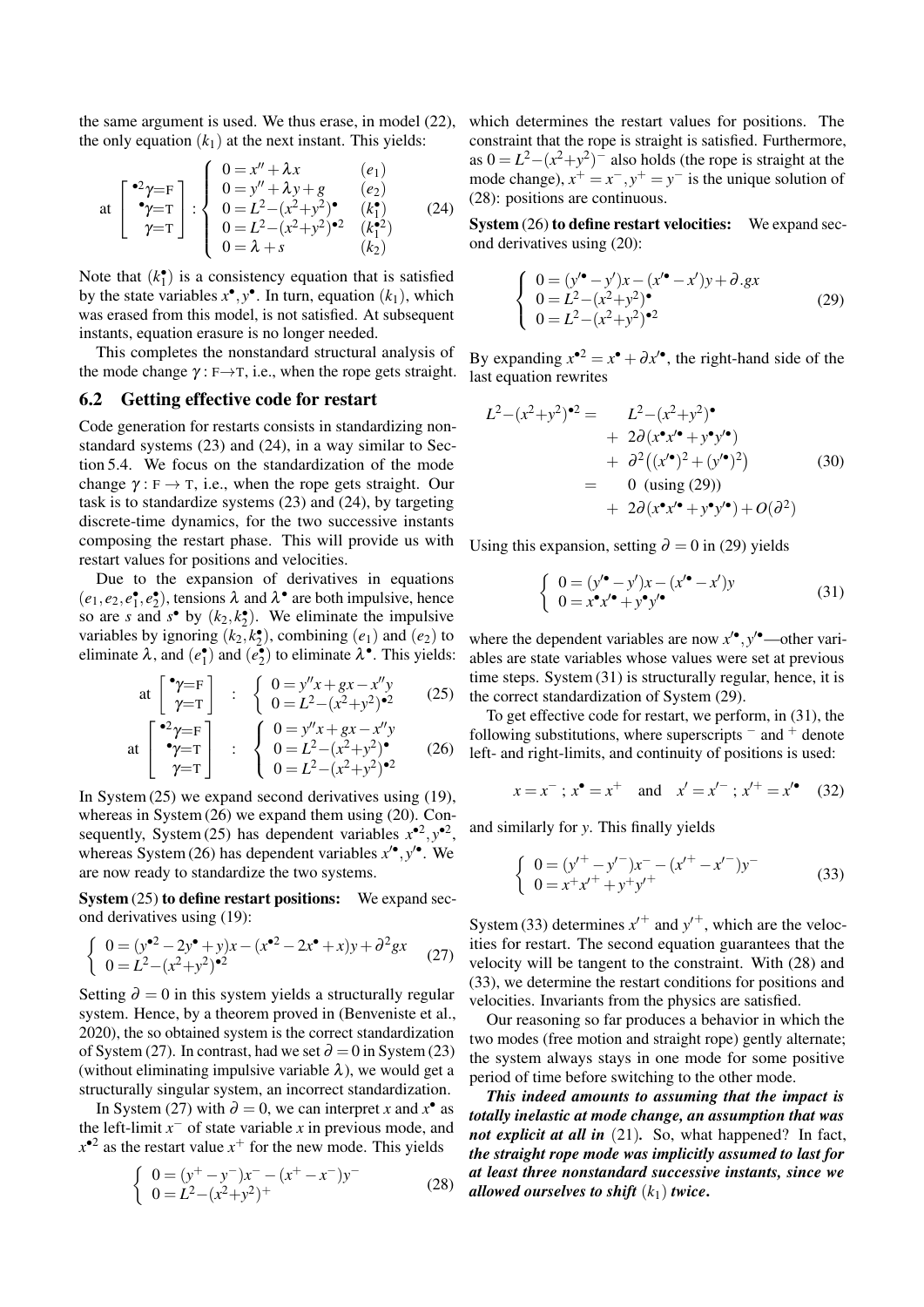the same argument is used. We thus erase, in model (22), the only equation $(k_1)$ at the next instant. This yields:

$$\text{at}\left[\begin{array}{c} {}^{\bullet 2}\gamma{=}\mathrm{F} \\ {}^{\bullet}\gamma{=}\mathrm{T} \\ \gamma{=}\mathrm{T} \end{array}\right] : \left\{\begin{array}{ll} 0 = x'' + \lambda x & (e_1) \\ 0 = y'' + \lambda y + g & (e_2) \\ 0 = L^2 - (x^2+y^2)^{\bullet} & (k_1^{\bullet}) \\ 0 = L^2 - (x^2+y^2)^{\bullet 2} & (k_1^{\bullet 2}) \\ 0 = \lambda + s & (k_2) \end{array}\right. \tag{24}$$

Note that $(k_1^\bullet)$ is a consistency equation that is satisfied by the state variables $x^\bullet, y^\bullet$. In turn, equation $(k_1)$, which was erased from this model, is not satisfied. At subsequent instants, equation erasure is no longer needed.

This completes the nonstandard structural analysis of the mode change $\gamma : \mathrm{F}{\to}\mathrm{T}$, i.e., when the rope gets straight.

## 6.2 Getting effective code for restart

Code generation for restarts consists in standardizing nonstandard systems (23) and (24), in a way similar to Section 5.4. We focus on the standardization of the mode change $\gamma : \mathrm{F} \to \mathrm{T}$, i.e., when the rope gets straight. Our task is to standardize systems (23) and (24), by targeting discrete-time dynamics, for the two successive instants composing the restart phase. This will provide us with restart values for positions and velocities.

Due to the expansion of derivatives in equations $(e_1, e_2, e_1^\bullet, e_2^\bullet)$, tensions $\lambda$ and $\lambda^\bullet$ are both impulsive, hence so are $s$ and $s^\bullet$ by $(k_2, k_2^\bullet)$. We eliminate the impulsive variables by ignoring $(k_2, k_2^\bullet)$, combining $(e_1)$ and $(e_2)$ to eliminate $\lambda$, and $(e_1^\bullet)$ and $(e_2^\bullet)$ to eliminate $\lambda^\bullet$. This yields:

$$\text{at}\left[\begin{array}{c} {}^{\bullet}\gamma{=}\mathrm{F} \\ \gamma{=}\mathrm{T} \end{array}\right] \;:\; \left\{\begin{array}{l} 0 = y''x + gx - x''y \\ 0 = L^2 - (x^2+y^2)^{\bullet 2} \end{array}\right. \tag{25}$$

$$\text{at}\left[\begin{array}{c} {}^{\bullet 2}\gamma{=}\mathrm{F} \\ {}^{\bullet}\gamma{=}\mathrm{T} \\ \gamma{=}\mathrm{T} \end{array}\right] \;:\; \left\{\begin{array}{l} 0 = y''x + gx - x''y \\ 0 = L^2 - (x^2+y^2)^{\bullet} \\ 0 = L^2 - (x^2+y^2)^{\bullet 2} \end{array}\right. \tag{26}$$

In System (25) we expand second derivatives using (19), whereas in System (26) we expand them using (20). Consequently, System (25) has dependent variables $x^{\bullet 2}, y^{\bullet 2}$, whereas System (26) has dependent variables $x'^{\bullet}, y'^{\bullet}$. We are now ready to standardize the two systems.

**System (25) to define restart positions:** We expand second derivatives using (19):

$$\left\{\begin{array}{l} 0 = (y^{\bullet 2} - 2y^\bullet + y)x - (x^{\bullet 2} - 2x^\bullet + x)y + \partial^2 gx \\ 0 = L^2 - (x^2+y^2)^{\bullet 2} \end{array}\right. \tag{27}$$

Setting $\partial = 0$ in this system yields a structurally regular system. Hence, by a theorem proved in (Benveniste et al., 2020), the so obtained system is the correct standardization of System (27). In contrast, had we set $\partial = 0$ in System (23) (without eliminating impulsive variable $\lambda$), we would get a structurally singular system, an incorrect standardization.

In System (27) with $\partial = 0$, we can interpret $x$ and $x^\bullet$ as the left-limit $x^-$ of state variable $x$ in previous mode, and $x^{\bullet 2}$ as the restart value $x^+$ for the new mode. This yields

$$\left\{\begin{array}{l} 0 = (y^+ - y^-)x^- - (x^+ - x^-)y^- \\ 0 = L^2 - (x^2+y^2)^+ \end{array}\right. \tag{28}$$

which determines the restart values for positions. The constraint that the rope is straight is satisfied. Furthermore, as $0 = L^2 - (x^2+y^2)^-$ also holds (the rope is straight at the mode change), $x^+ = x^-, y^+ = y^-$ is the unique solution of (28): positions are continuous.

**System (26) to define restart velocities:** We expand second derivatives using (20):

$$\left\{\begin{array}{l} 0 = (y'^{\bullet} - y')x - (x'^{\bullet} - x')y + \partial . gx \\ 0 = L^2 - (x^2+y^2)^{\bullet} \\ 0 = L^2 - (x^2+y^2)^{\bullet 2} \end{array}\right. \tag{29}$$

By expanding $x^{\bullet 2} = x^\bullet + \partial x'^{\bullet}$, the right-hand side of the last equation rewrites

$$\begin{array}{rcl} L^2 - (x^2+y^2)^{\bullet 2} & = & L^2 - (x^2+y^2)^{\bullet} \\ & & +\; 2\partial(x^\bullet x'^\bullet + y^\bullet y'^\bullet) \\ & & +\; \partial^2\big((x'^\bullet)^2 + (y'^\bullet)^2\big) \\ & = & 0 \;\; (\text{using } (29)) \\ & & +\; 2\partial(x^\bullet x'^\bullet + y^\bullet y'^\bullet) + O(\partial^2) \end{array} \tag{30}$$

Using this expansion, setting $\partial = 0$ in (29) yields

$$\left\{\begin{array}{l} 0 = (y'^{\bullet} - y')x - (x'^{\bullet} - x')y \\ 0 = x^\bullet x'^\bullet + y^\bullet y'^\bullet \end{array}\right. \tag{31}$$

where the dependent variables are now $x'^\bullet, y'^\bullet$—other variables are state variables whose values were set at previous time steps. System (31) is structurally regular, hence, it is the correct standardization of System (29).

To get effective code for restart, we perform, in (31), the following substitutions, where superscripts $^-$ and $^+$ denote left- and right-limits, and continuity of positions is used:

$$x = x^- \,;\, x^\bullet = x^+ \quad \text{and} \quad x' = x'^- \,;\, x'^+ = x'^\bullet \tag{32}$$

and similarly for $y$. This finally yields

$$\left\{\begin{array}{l} 0 = (y'^+ - y'^-)x^- - (x'^+ - x'^-)y^- \\ 0 = x^+ x'^+ + y^+ y'^+ \end{array}\right. \tag{33}$$

System (33) determines $x'^+$ and $y'^+$, which are the velocities for restart. The second equation guarantees that the velocity will be tangent to the constraint. With (28) and (33), we determine the restart conditions for positions and velocities. Invariants from the physics are satisfied.

Our reasoning so far produces a behavior in which the two modes (free motion and straight rope) gently alternate; the system always stays in one mode for some positive period of time before switching to the other mode.

***This indeed amounts to assuming that the impact is totally inelastic at mode change, an assumption that was not explicit at all in*** **(21).** So, what happened? In fact, ***the straight rope mode was implicitly assumed to last for at least three nonstandard successive instants, since we allowed ourselves to shift*** $(k_1)$ ***twice*.**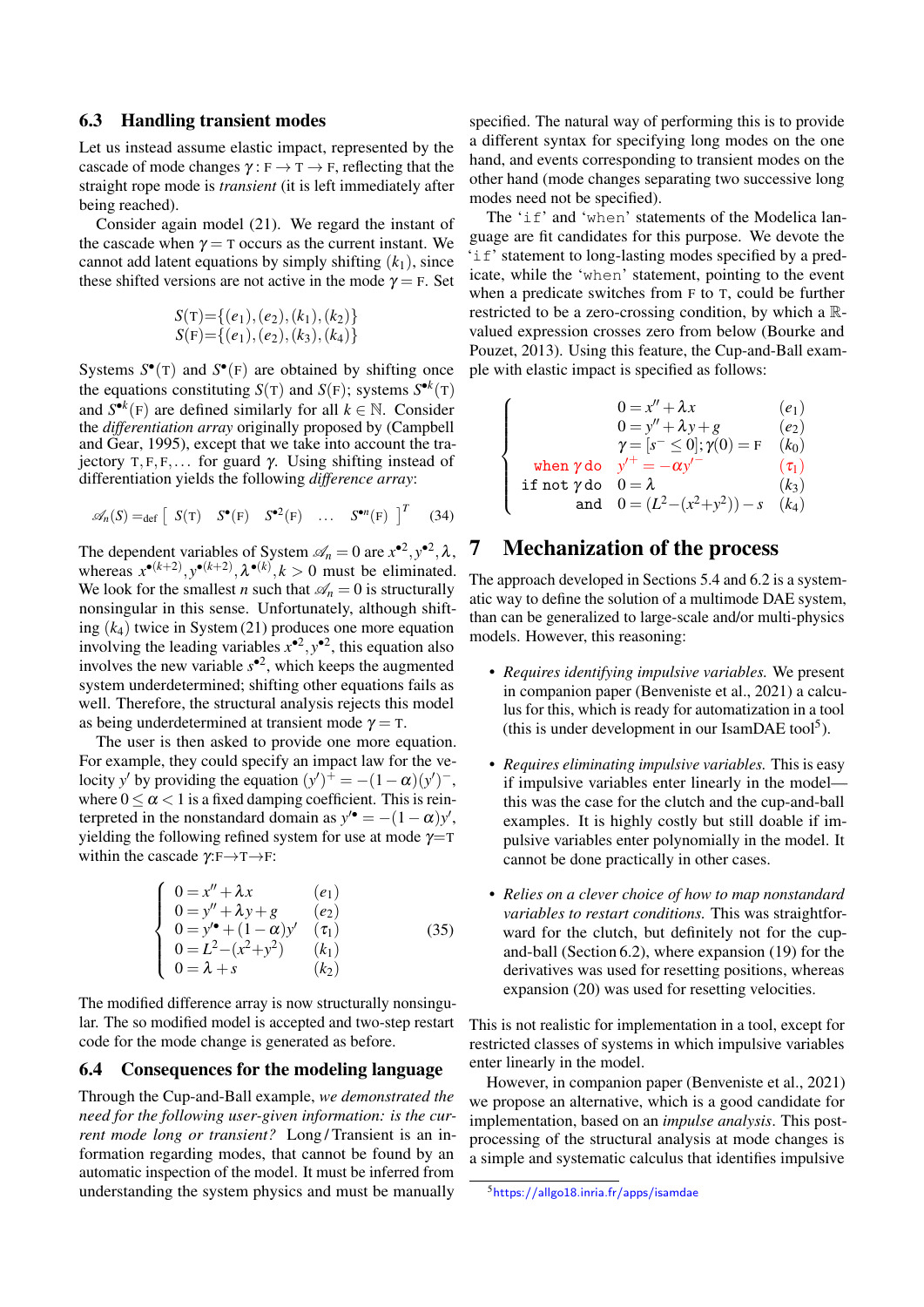### 6.3 Handling transient modes

Let us instead assume elastic impact, represented by the cascade of mode changes $\gamma : \text{F} \to \text{T} \to \text{F}$, reflecting that the straight rope mode is *transient* (it is left immediately after being reached).

Consider again model (21). We regard the instant of the cascade when $\gamma = \text{T}$ occurs as the current instant. We cannot add latent equations by simply shifting $(k_1)$, since these shifted versions are not active in the mode $\gamma = \text{F}$. Set

$$
\begin{array}{l}
S(\text{T}) = \{(e_1),(e_2),(k_1),(k_2)\} \\
S(\text{F}) = \{(e_1),(e_2),(k_3),(k_4)\}
\end{array}
$$

Systems $S^{\bullet}(\text{T})$ and $S^{\bullet}(\text{F})$ are obtained by shifting once the equations constituting $S(\text{T})$ and $S(\text{F})$; systems $S^{\bullet k}(\text{T})$ and $S^{\bullet k}(\text{F})$ are defined similarly for all $k \in \mathbb{N}$. Consider the *differentiation array* originally proposed by (Campbell and Gear, 1995), except that we take into account the trajectory $\text{T},\text{F},\text{F},\ldots$ for guard $\gamma$. Using shifting instead of differentiation yields the following *difference array*:

$$
\mathscr{A}_n(S) =_{\text{def}} \left[\; S(\text{T}) \quad S^{\bullet}(\text{F}) \quad S^{\bullet 2}(\text{F}) \quad \ldots \quad S^{\bullet n}(\text{F}) \;\right]^T \tag{34}
$$

The dependent variables of System $\mathscr{A}_n = 0$ are $x^{\bullet 2}, y^{\bullet 2}, \lambda$, whereas $x^{\bullet (k+2)}, y^{\bullet (k+2)}, \lambda^{\bullet (k)}, k > 0$ must be eliminated. We look for the smallest $n$ such that $\mathscr{A}_n = 0$ is structurally nonsingular in this sense. Unfortunately, although shifting $(k_4)$ twice in System (21) produces one more equation involving the leading variables $x^{\bullet 2}, y^{\bullet 2}$, this equation also involves the new variable $s^{\bullet 2}$, which keeps the augmented system underdetermined; shifting other equations fails as well. Therefore, the structural analysis rejects this model as being underdetermined at transient mode $\gamma = \text{T}$.

The user is then asked to provide one more equation. For example, they could specify an impact law for the velocity $y'$ by providing the equation $(y')^+ = -(1-\alpha)(y')^-$, where $0 \leq \alpha < 1$ is a fixed damping coefficient. This is reinterpreted in the nonstandard domain as $y'^{\bullet} = -(1-\alpha)y'$, yielding the following refined system for use at mode $\gamma$=T within the cascade $\gamma$:F→T→F:

$$
\left\{
\begin{array}{ll}
0 = x'' + \lambda x & (e_1) \\
0 = y'' + \lambda y + g & (e_2) \\
0 = y'^{\bullet} + (1-\alpha)y' & (\tau_1) \\
0 = L^2 - (x^2 + y^2) & (k_1) \\
0 = \lambda + s & (k_2)
\end{array}
\right. \tag{35}
$$

The modified difference array is now structurally nonsingular. The so modified model is accepted and two-step restart code for the mode change is generated as before.

### 6.4 Consequences for the modeling language

Through the Cup-and-Ball example, *we demonstrated the need for the following user-given information: is the current mode long or transient?* Long / Transient is an information regarding modes, that cannot be found by an automatic inspection of the model. It must be inferred from understanding the system physics and must be manually specified. The natural way of performing this is to provide a different syntax for specifying long modes on the one hand, and events corresponding to transient modes on the other hand (mode changes separating two successive long modes need not be specified).

The '`if`' and '`when`' statements of the Modelica language are fit candidates for this purpose. We devote the '`if`' statement to long-lasting modes specified by a predicate, while the '`when`' statement, pointing to the event when a predicate switches from F to T, could be further restricted to be a zero-crossing condition, by which a $\mathbb{R}$-valued expression crosses zero from below (Bourke and Pouzet, 2013). Using this feature, the Cup-and-Ball example with elastic impact is specified as follows:

$$
\left\{
\begin{array}{rll}
 & 0 = x'' + \lambda x & (e_1) \\
 & 0 = y'' + \lambda y + g & (e_2) \\
 & \gamma = [s^- \leq 0]; \gamma(0) = \text{F} & (k_0) \\
\texttt{when}\ \gamma\ \texttt{do} & y'^+ = -\alpha y'^- & (\tau_1) \\
\texttt{if not}\ \gamma\ \texttt{do} & 0 = \lambda & (k_3) \\
\texttt{and} & 0 = (L^2 - (x^2 + y^2)) - s & (k_4)
\end{array}
\right.
$$

## 7 Mechanization of the process

The approach developed in Sections 5.4 and 6.2 is a systematic way to define the solution of a multimode DAE system, than can be generalized to large-scale and/or multi-physics models. However, this reasoning:

- *Requires identifying impulsive variables.* We present in companion paper (Benveniste et al., 2021) a calculus for this, which is ready for automatization in a tool (this is under development in our IsamDAE tool[5]).
- *Requires eliminating impulsive variables.* This is easy if impulsive variables enter linearly in the model—this was the case for the clutch and the cup-and-ball examples. It is highly costly but still doable if impulsive variables enter polynomially in the model. It cannot be done practically in other cases.
- *Relies on a clever choice of how to map nonstandard variables to restart conditions.* This was straightforward for the clutch, but definitely not for the cup-and-ball (Section 6.2), where expansion (19) for the derivatives was used for resetting positions, whereas expansion (20) was used for resetting velocities.

This is not realistic for implementation in a tool, except for restricted classes of systems in which impulsive variables enter linearly in the model.

However, in companion paper (Benveniste et al., 2021) we propose an alternative, which is a good candidate for implementation, based on an *impulse analysis*. This post-processing of the structural analysis at mode changes is a simple and systematic calculus that identifies impulsive

[5] https://allgo18.inria.fr/apps/isamdae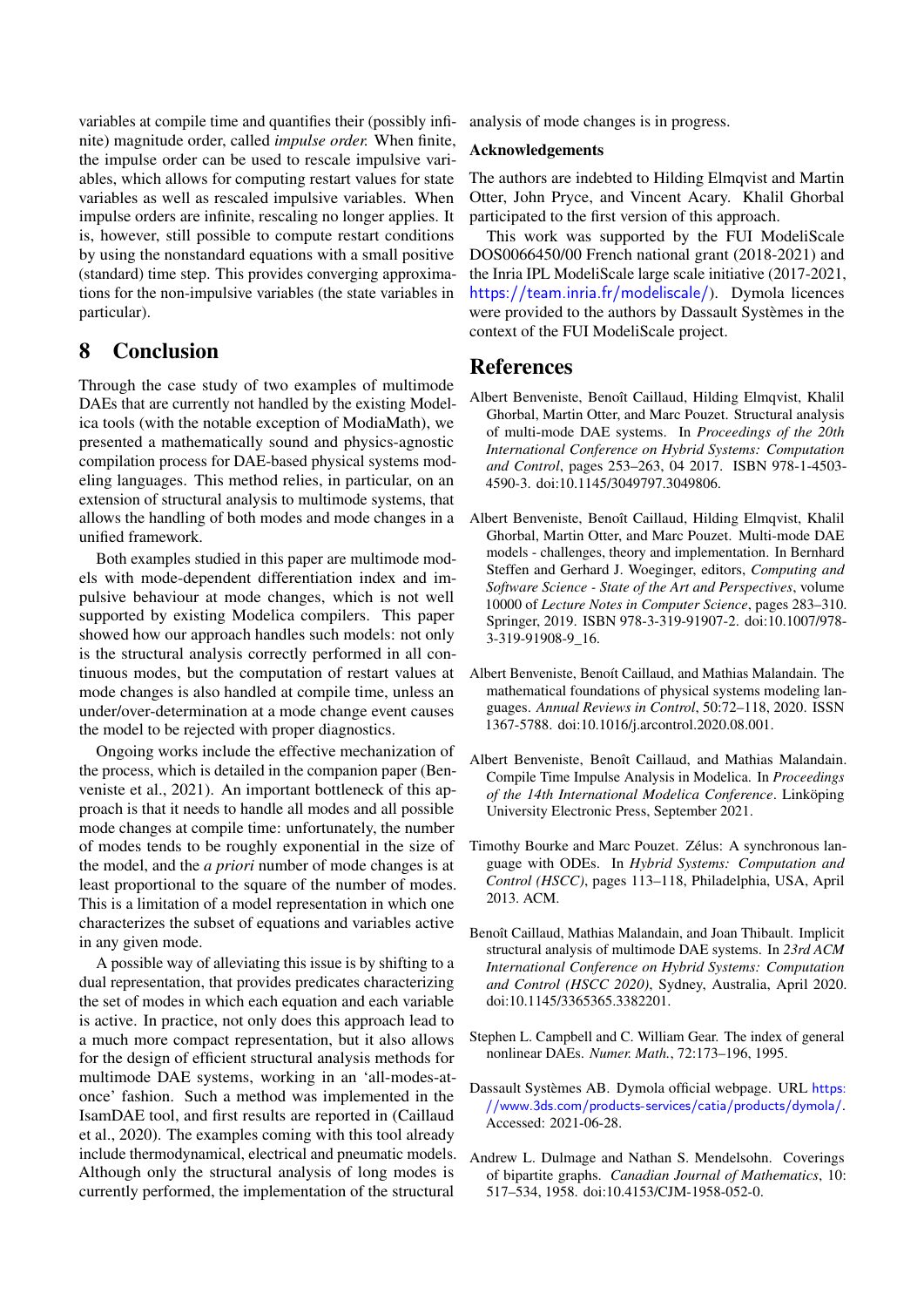variables at compile time and quantifies their (possibly infinite) magnitude order, called *impulse order.* When finite, the impulse order can be used to rescale impulsive variables, which allows for computing restart values for state variables as well as rescaled impulsive variables. When impulse orders are infinite, rescaling no longer applies. It is, however, still possible to compute restart conditions by using the nonstandard equations with a small positive (standard) time step. This provides converging approximations for the non-impulsive variables (the state variables in particular).

## 8 Conclusion

Through the case study of two examples of multimode DAEs that are currently not handled by the existing Modelica tools (with the notable exception of ModiaMath), we presented a mathematically sound and physics-agnostic compilation process for DAE-based physical systems modeling languages. This method relies, in particular, on an extension of structural analysis to multimode systems, that allows the handling of both modes and mode changes in a unified framework.

Both examples studied in this paper are multimode models with mode-dependent differentiation index and impulsive behaviour at mode changes, which is not well supported by existing Modelica compilers. This paper showed how our approach handles such models: not only is the structural analysis correctly performed in all continuous modes, but the computation of restart values at mode changes is also handled at compile time, unless an under/over-determination at a mode change event causes the model to be rejected with proper diagnostics.

Ongoing works include the effective mechanization of the process, which is detailed in the companion paper (Benveniste et al., 2021). An important bottleneck of this approach is that it handles all modes and all possible mode changes at compile time: unfortunately, the number of modes tends to be roughly exponential in the size of the model, and the *a priori* number of mode changes is at least proportional to the square of the number of modes. This is a limitation of a model representation in which one characterizes the subset of equations and variables active in any given mode.

A possible way of alleviating this issue is by shifting to a dual representation, that provides predicates characterizing the set of modes in which each equation and each variable is active. In practice, not only does this approach lead to a much more compact representation, but it also allows for the design of efficient structural analysis methods for multimode DAE systems, working in an 'all-modes-at-once' fashion. Such a method was implemented in the IsamDAE tool, and first results are reported in (Caillaud et al., 2020). The examples coming with this tool already include thermodynamical, electrical and pneumatic models. Although only the structural analysis of long modes is currently performed, the implementation of the structural analysis of mode changes is in progress.

### Acknowledgements

The authors are indebted to Hilding Elmqvist and Martin Otter, John Pryce, and Vincent Acary. Khalil Ghorbal participated to the first version of this approach.

This work was supported by the FUI ModeliScale DOS0066450/00 French national grant (2018-2021) and the Inria IPL ModeliScale large scale initiative (2017-2021, https://team.inria.fr/modeliscale/). Dymola licences were provided to the authors by Dassault Systèmes in the context of the FUI ModeliScale project.

## References

Albert Benveniste, Benoît Caillaud, Hilding Elmqvist, Khalil Ghorbal, Martin Otter, and Marc Pouzet. Structural analysis of multi-mode DAE systems. In *Proceedings of the 20th International Conference on Hybrid Systems: Computation and Control*, pages 253–263, 04 2017. ISBN 978-1-4503-4590-3. doi:10.1145/3049797.3049806.

Albert Benveniste, Benoît Caillaud, Hilding Elmqvist, Khalil Ghorbal, Martin Otter, and Marc Pouzet. Multi-mode DAE models - challenges, theory and implementation. In Bernhard Steffen and Gerhard J. Woeginger, editors, *Computing and Software Science - State of the Art and Perspectives*, volume 10000 of *Lecture Notes in Computer Science*, pages 283–310. Springer, 2019. ISBN 978-3-319-91907-2. doi:10.1007/978-3-319-91908-9_16.

Albert Benveniste, Benoît Caillaud, and Mathias Malandain. The mathematical foundations of physical systems modeling languages. *Annual Reviews in Control*, 50:72–118, 2020. ISSN 1367-5788. doi:10.1016/j.arcontrol.2020.08.001.

Albert Benveniste, Benoît Caillaud, and Mathias Malandain. Compile Time Impulse Analysis in Modelica. In *Proceedings of the 14th International Modelica Conference*. Linköping University Electronic Press, September 2021.

Timothy Bourke and Marc Pouzet. Zélus: A synchronous language with ODEs. In *Hybrid Systems: Computation and Control (HSCC)*, pages 113–118, Philadelphia, USA, April 2013. ACM.

Benoît Caillaud, Mathias Malandain, and Joan Thibault. Implicit structural analysis of multimode DAE systems. In *23rd ACM International Conference on Hybrid Systems: Computation and Control (HSCC 2020)*, Sydney, Australia, April 2020. doi:10.1145/3365365.3382201.

Stephen L. Campbell and C. William Gear. The index of general nonlinear DAEs. *Numer. Math.*, 72:173–196, 1995.

Dassault Systèmes AB. Dymola official webpage. URL https://www.3ds.com/products-services/catia/products/dymola/. Accessed: 2021-06-28.

Andrew L. Dulmage and Nathan S. Mendelsohn. Coverings of bipartite graphs. *Canadian Journal of Mathematics*, 10: 517–534, 1958. doi:10.4153/CJM-1958-052-0.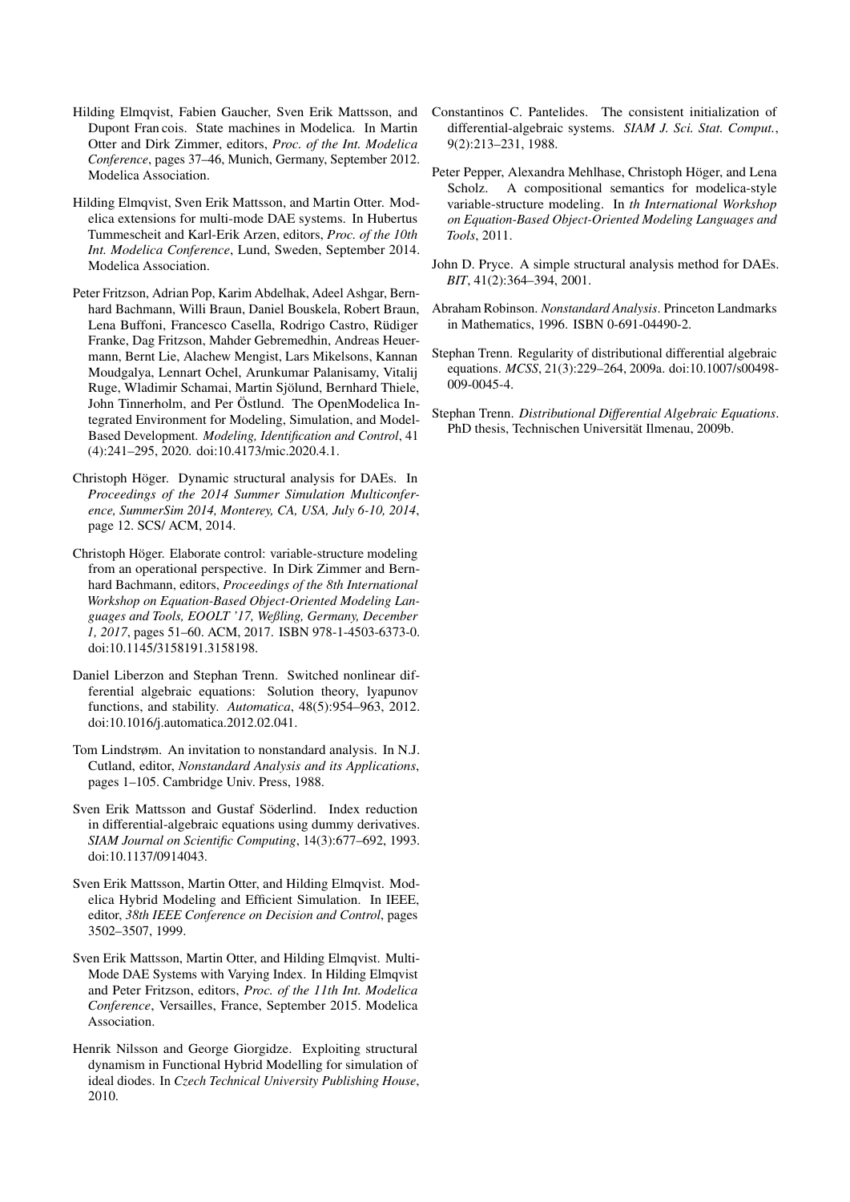Hilding Elmqvist, Fabien Gaucher, Sven Erik Mattsson, and Dupont Fran cois. State machines in Modelica. In Martin Otter and Dirk Zimmer, editors, *Proc. of the Int. Modelica Conference*, pages 37–46, Munich, Germany, September 2012. Modelica Association.

Hilding Elmqvist, Sven Erik Mattsson, and Martin Otter. Modelica extensions for multi-mode DAE systems. In Hubertus Tummescheit and Karl-Erik Arzen, editors, *Proc. of the 10th Int. Modelica Conference*, Lund, Sweden, September 2014. Modelica Association.

Peter Fritzson, Adrian Pop, Karim Abdelhak, Adeel Ashgar, Bernhard Bachmann, Willi Braun, Daniel Bouskela, Robert Braun, Lena Buffoni, Francesco Casella, Rodrigo Castro, Rüdiger Franke, Dag Fritzson, Mahder Gebremedhin, Andreas Heuermann, Bernt Lie, Alachew Mengist, Lars Mikelsons, Kannan Moudgalya, Lennart Ochel, Arunkumar Palanisamy, Vitalij Ruge, Wladimir Schamai, Martin Sjölund, Bernhard Thiele, John Tinnerholm, and Per Östlund. The OpenModelica Integrated Environment for Modeling, Simulation, and Model-Based Development. *Modeling, Identification and Control*, 41 (4):241–295, 2020. doi:10.4173/mic.2020.4.1.

Christoph Höger. Dynamic structural analysis for DAEs. In *Proceedings of the 2014 Summer Simulation Multiconference, SummerSim 2014, Monterey, CA, USA, July 6-10, 2014*, page 12. SCS/ ACM, 2014.

Christoph Höger. Elaborate control: variable-structure modeling from an operational perspective. In Dirk Zimmer and Bernhard Bachmann, editors, *Proceedings of the 8th International Workshop on Equation-Based Object-Oriented Modeling Languages and Tools, EOOLT '17, Weßling, Germany, December 1, 2017*, pages 51–60. ACM, 2017. ISBN 978-1-4503-6373-0. doi:10.1145/3158191.3158198.

Daniel Liberzon and Stephan Trenn. Switched nonlinear differential algebraic equations: Solution theory, lyapunov functions, and stability. *Automatica*, 48(5):954–963, 2012. doi:10.1016/j.automatica.2012.02.041.

Tom Lindstrøm. An invitation to nonstandard analysis. In N.J. Cutland, editor, *Nonstandard Analysis and its Applications*, pages 1–105. Cambridge Univ. Press, 1988.

Sven Erik Mattsson and Gustaf Söderlind. Index reduction in differential-algebraic equations using dummy derivatives. *SIAM Journal on Scientific Computing*, 14(3):677–692, 1993. doi:10.1137/0914043.

Sven Erik Mattsson, Martin Otter, and Hilding Elmqvist. Modelica Hybrid Modeling and Efficient Simulation. In IEEE, editor, *38th IEEE Conference on Decision and Control*, pages 3502–3507, 1999.

Sven Erik Mattsson, Martin Otter, and Hilding Elmqvist. Multi-Mode DAE Systems with Varying Index. In Hilding Elmqvist and Peter Fritzson, editors, *Proc. of the 11th Int. Modelica Conference*, Versailles, France, September 2015. Modelica Association.

Henrik Nilsson and George Giorgidze. Exploiting structural dynamism in Functional Hybrid Modelling for simulation of ideal diodes. In *Czech Technical University Publishing House*, 2010.

Constantinos C. Pantelides. The consistent initialization of differential-algebraic systems. *SIAM J. Sci. Stat. Comput.*, 9(2):213–231, 1988.

Peter Pepper, Alexandra Mehlhase, Christoph Höger, and Lena Scholz. A compositional semantics for modelica-style variable-structure modeling. In *th International Workshop on Equation-Based Object-Oriented Modeling Languages and Tools*, 2011.

John D. Pryce. A simple structural analysis method for DAEs. *BIT*, 41(2):364–394, 2001.

Abraham Robinson. *Nonstandard Analysis*. Princeton Landmarks in Mathematics, 1996. ISBN 0-691-04490-2.

Stephan Trenn. Regularity of distributional differential algebraic equations. *MCSS*, 21(3):229–264, 2009a. doi:10.1007/s00498-009-0045-4.

Stephan Trenn. *Distributional Differential Algebraic Equations*. PhD thesis, Technischen Universität Ilmenau, 2009b.